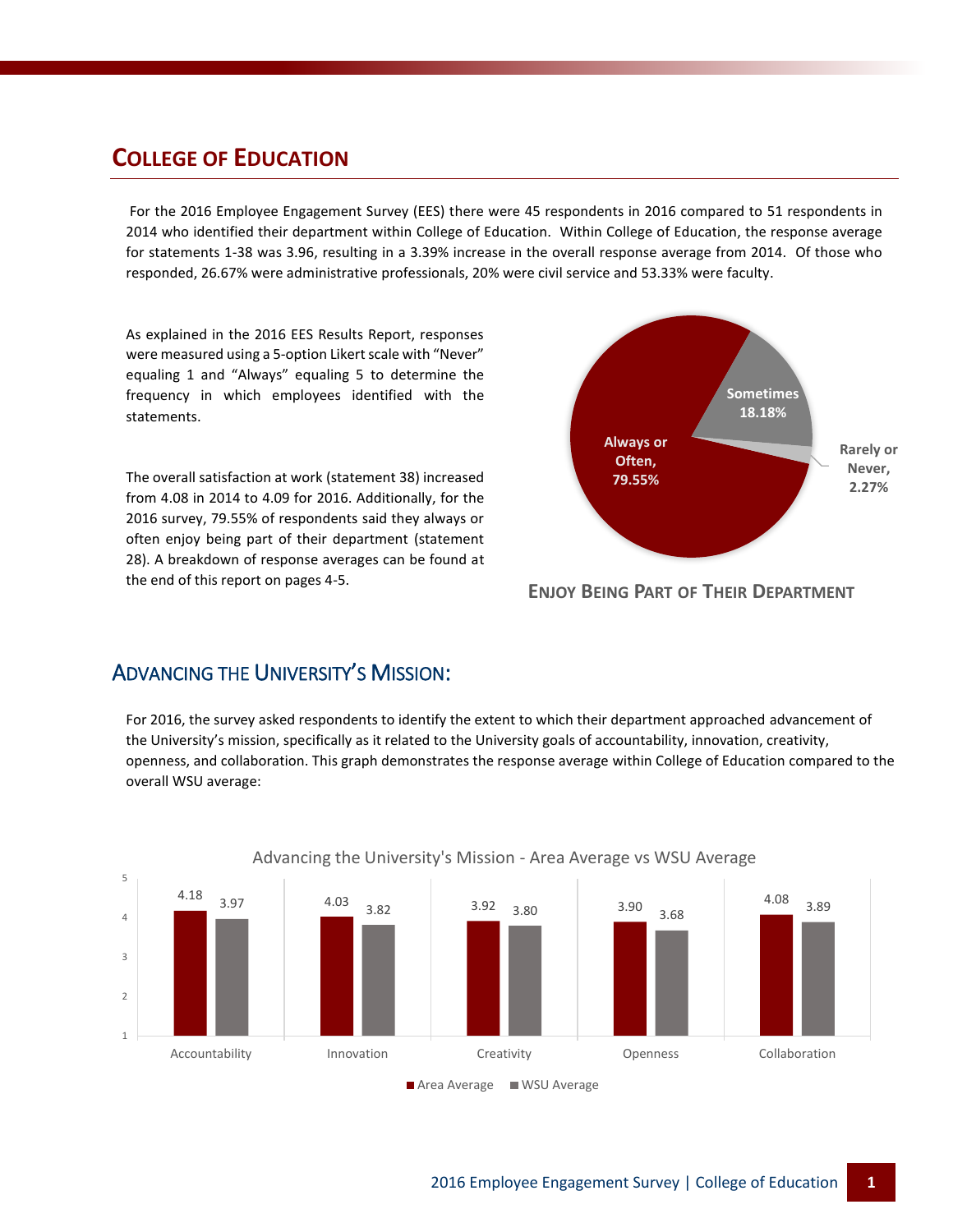# COLLEGE OF EDUCATION

For the 2016 Employee Engagement Survey (EES) there were 45 respondents in 2016 compared to 51 respondents in 2014 who identified their department within College of Education. Within College of Education, the response average for statements 1-38 was 3.96, resulting in a 3.39% increase in the overall response average from 2014. Of those who responded, 26.67% were administrative professionals, 20% were civil service and 53.33% were faculty.

As explained in the 2016 EES Results Report, responses were measured using a 5-option Likert scale with "Never" equaling 1 and "Always" equaling 5 to determine the frequency in which employees identified with the statements.

The overall satisfaction at work (statement 38) increased from 4.08 in 2014 to 4.09 for 2016. Additionally, for the 2016 survey, 79.55% of respondents said they always or often enjoy being part of their department (statement 28). A breakdown of response averages can be found at the end of this report on pages 4-5.

| Response | Percentage |
| --- | --- |
| Always or Often | 79.55% |
| Sometimes | 18.18% |
| Rarely or Never | 2.27% |

ENJOY BEING PART OF THEIR DEPARTMENT

## ADVANCING THE UNIVERSITY'S MISSION:

For 2016, the survey asked respondents to identify the extent to which their department approached advancement of the University's mission, specifically as it related to the University goals of accountability, innovation, creativity, openness, and collaboration. This graph demonstrates the response average within College of Education compared to the overall WSU average:

Advancing the University's Mission - Area Average vs WSU Average

| | Accountability | Innovation | Creativity | Openness | Collaboration |
| --- | --- | --- | --- | --- | --- |
| Area Average | 4.18 | 4.03 | 3.92 | 3.90 | 4.08 |
| WSU Average | 3.97 | 3.82 | 3.80 | 3.68 | 3.89 |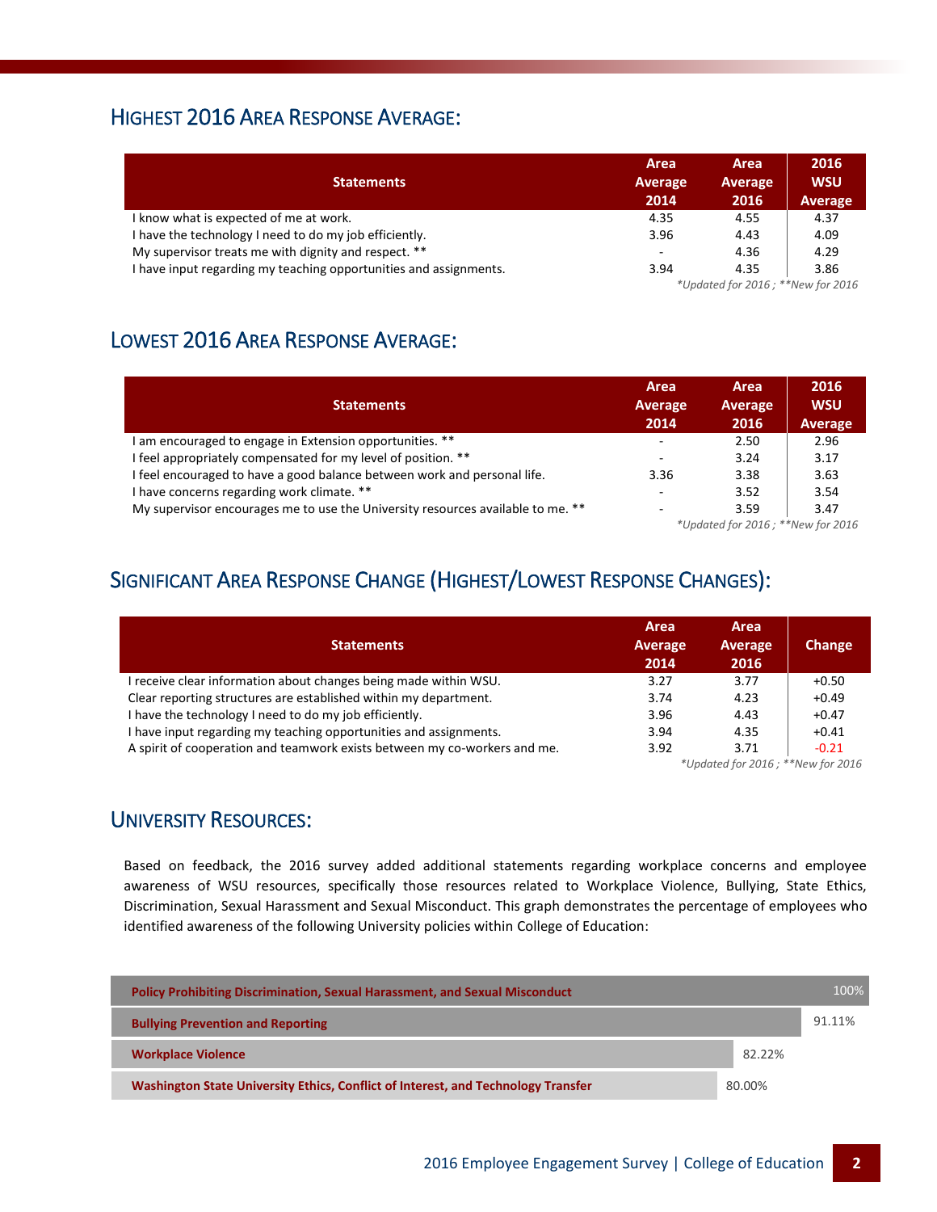## Highest 2016 Area Response Average:

| Statements | Area Average 2014 | Area Average 2016 | 2016 WSU Average |
|---|---|---|---|
| I know what is expected of me at work. | 4.35 | 4.55 | 4.37 |
| I have the technology I need to do my job efficiently. | 3.96 | 4.43 | 4.09 |
| My supervisor treats me with dignity and respect. ** | - | 4.36 | 4.29 |
| I have input regarding my teaching opportunities and assignments. | 3.94 | 4.35 | 3.86 |

*\*Updated for 2016 ; \*\*New for 2016*

## Lowest 2016 Area Response Average:

| Statements | Area Average 2014 | Area Average 2016 | 2016 WSU Average |
|---|---|---|---|
| I am encouraged to engage in Extension opportunities. ** | - | 2.50 | 2.96 |
| I feel appropriately compensated for my level of position. ** | - | 3.24 | 3.17 |
| I feel encouraged to have a good balance between work and personal life. | 3.36 | 3.38 | 3.63 |
| I have concerns regarding work climate. ** | - | 3.52 | 3.54 |
| My supervisor encourages me to use the University resources available to me. ** | - | 3.59 | 3.47 |

*\*Updated for 2016 ; \*\*New for 2016*

## Significant Area Response Change (Highest/Lowest Response Changes):

| Statements | Area Average 2014 | Area Average 2016 | Change |
|---|---|---|---|
| I receive clear information about changes being made within WSU. | 3.27 | 3.77 | +0.50 |
| Clear reporting structures are established within my department. | 3.74 | 4.23 | +0.49 |
| I have the technology I need to do my job efficiently. | 3.96 | 4.43 | +0.47 |
| I have input regarding my teaching opportunities and assignments. | 3.94 | 4.35 | +0.41 |
| A spirit of cooperation and teamwork exists between my co-workers and me. | 3.92 | 3.71 | -0.21 |

*\*Updated for 2016 ; \*\*New for 2016*

## University Resources:

Based on feedback, the 2016 survey added additional statements regarding workplace concerns and employee awareness of WSU resources, specifically those resources related to Workplace Violence, Bullying, State Ethics, Discrimination, Sexual Harassment and Sexual Misconduct. This graph demonstrates the percentage of employees who identified awareness of the following University policies within College of Education:

| Policy | Awareness |
|---|---|
| Policy Prohibiting Discrimination, Sexual Harassment, and Sexual Misconduct | 100% |
| Bullying Prevention and Reporting | 91.11% |
| Workplace Violence | 82.22% |
| Washington State University Ethics, Conflict of Interest, and Technology Transfer | 80.00% |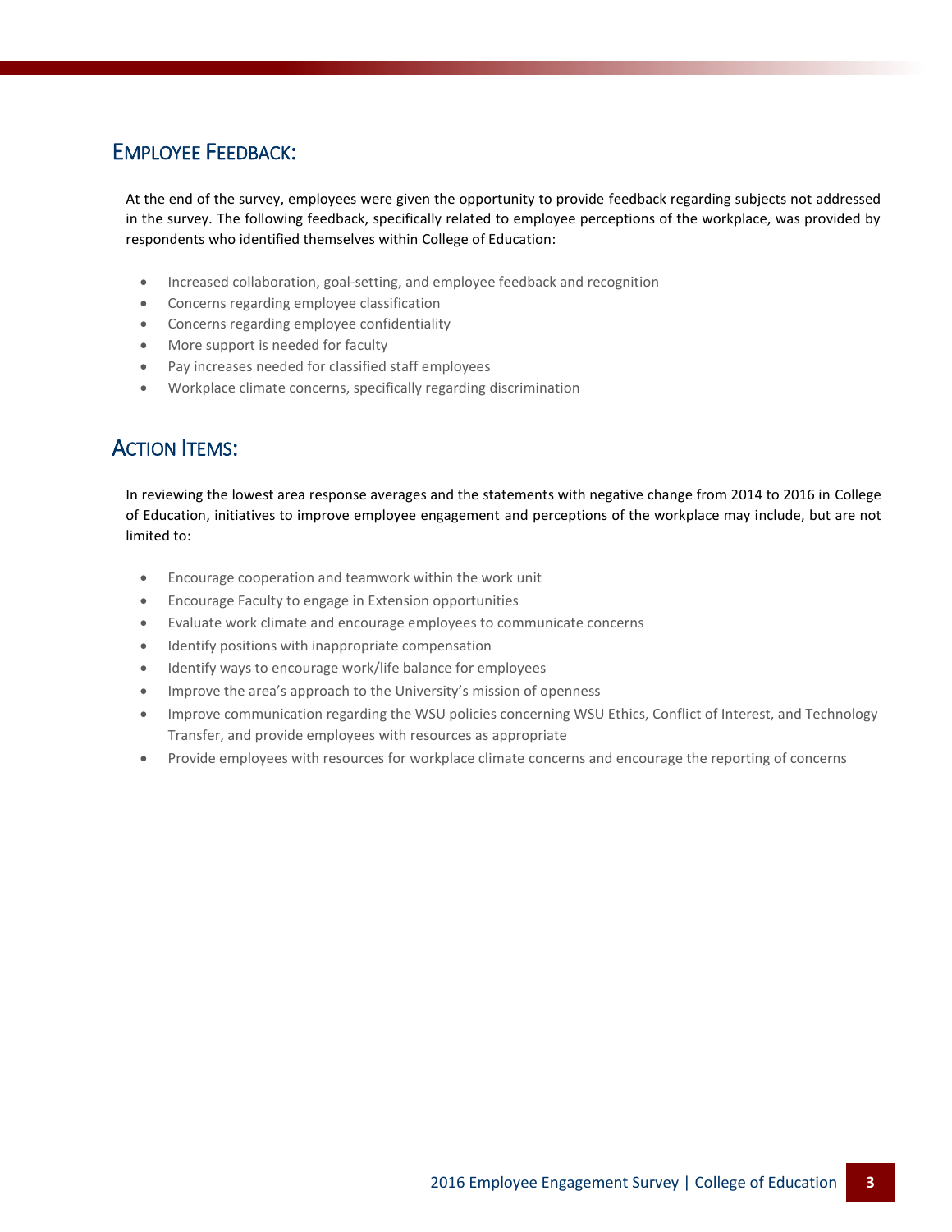## Employee Feedback:

At the end of the survey, employees were given the opportunity to provide feedback regarding subjects not addressed in the survey. The following feedback, specifically related to employee perceptions of the workplace, was provided by respondents who identified themselves within College of Education:

- Increased collaboration, goal-setting, and employee feedback and recognition
- Concerns regarding employee classification
- Concerns regarding employee confidentiality
- More support is needed for faculty
- Pay increases needed for classified staff employees
- Workplace climate concerns, specifically regarding discrimination

## Action Items:

In reviewing the lowest area response averages and the statements with negative change from 2014 to 2016 in College of Education, initiatives to improve employee engagement and perceptions of the workplace may include, but are not limited to:

- Encourage cooperation and teamwork within the work unit
- Encourage Faculty to engage in Extension opportunities
- Evaluate work climate and encourage employees to communicate concerns
- Identify positions with inappropriate compensation
- Identify ways to encourage work/life balance for employees
- Improve the area's approach to the University's mission of openness
- Improve communication regarding the WSU policies concerning WSU Ethics, Conflict of Interest, and Technology Transfer, and provide employees with resources as appropriate
- Provide employees with resources for workplace climate concerns and encourage the reporting of concerns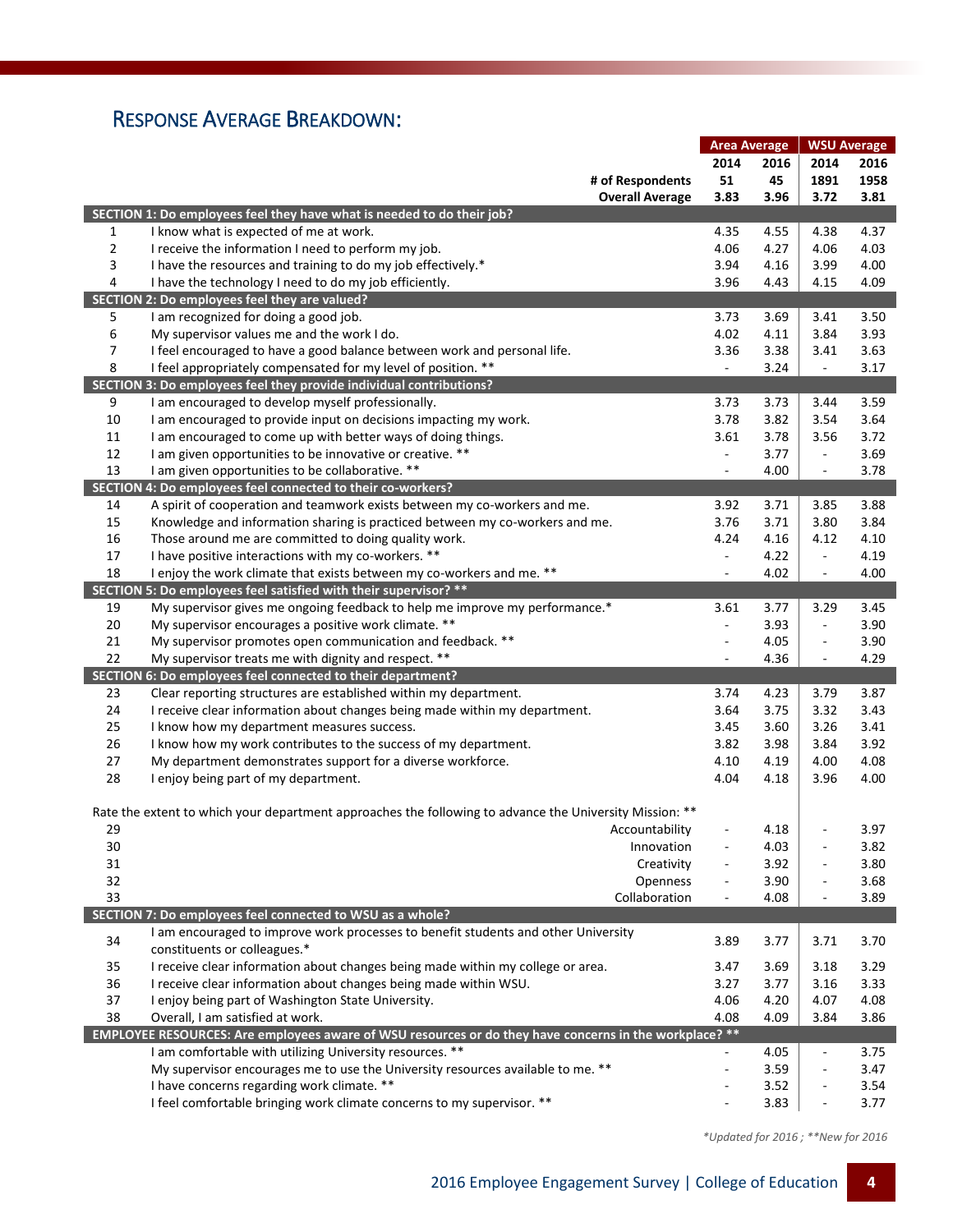## Response Average Breakdown:

| | | Area Average | | WSU Average | |
|---|---|---|---|---|---|
| | | 2014 | 2016 | 2014 | 2016 |
| | # of Respondents | 51 | 45 | 1891 | 1958 |
| | Overall Average | 3.83 | 3.96 | 3.72 | 3.81 |
| **SECTION 1: Do employees feel they have what is needed to do their job?** | | | | | |
| 1 | I know what is expected of me at work. | 4.35 | 4.55 | 4.38 | 4.37 |
| 2 | I receive the information I need to perform my job. | 4.06 | 4.27 | 4.06 | 4.03 |
| 3 | I have the resources and training to do my job effectively.* | 3.94 | 4.16 | 3.99 | 4.00 |
| 4 | I have the technology I need to do my job efficiently. | 3.96 | 4.43 | 4.15 | 4.09 |
| **SECTION 2: Do employees feel they are valued?** | | | | | |
| 5 | I am recognized for doing a good job. | 3.73 | 3.69 | 3.41 | 3.50 |
| 6 | My supervisor values me and the work I do. | 4.02 | 4.11 | 3.84 | 3.93 |
| 7 | I feel encouraged to have a good balance between work and personal life. | 3.36 | 3.38 | 3.41 | 3.63 |
| 8 | I feel appropriately compensated for my level of position. ** | - | 3.24 | - | 3.17 |
| **SECTION 3: Do employees feel they provide individual contributions?** | | | | | |
| 9 | I am encouraged to develop myself professionally. | 3.73 | 3.73 | 3.44 | 3.59 |
| 10 | I am encouraged to provide input on decisions impacting my work. | 3.78 | 3.82 | 3.54 | 3.64 |
| 11 | I am encouraged to come up with better ways of doing things. | 3.61 | 3.78 | 3.56 | 3.72 |
| 12 | I am given opportunities to be innovative or creative. ** | - | 3.77 | - | 3.69 |
| 13 | I am given opportunities to be collaborative. ** | - | 4.00 | - | 3.78 |
| **SECTION 4: Do employees feel connected to their co-workers?** | | | | | |
| 14 | A spirit of cooperation and teamwork exists between my co-workers and me. | 3.92 | 3.71 | 3.85 | 3.88 |
| 15 | Knowledge and information sharing is practiced between my co-workers and me. | 3.76 | 3.71 | 3.80 | 3.84 |
| 16 | Those around me are committed to doing quality work. | 4.24 | 4.16 | 4.12 | 4.10 |
| 17 | I have positive interactions with my co-workers. ** | - | 4.22 | - | 4.19 |
| 18 | I enjoy the work climate that exists between my co-workers and me. ** | - | 4.02 | - | 4.00 |
| **SECTION 5: Do employees feel satisfied with their supervisor? ** ** | | | | | |
| 19 | My supervisor gives me ongoing feedback to help me improve my performance.* | 3.61 | 3.77 | 3.29 | 3.45 |
| 20 | My supervisor encourages a positive work climate. ** | - | 3.93 | - | 3.90 |
| 21 | My supervisor promotes open communication and feedback. ** | - | 4.05 | - | 3.90 |
| 22 | My supervisor treats me with dignity and respect. ** | - | 4.36 | - | 4.29 |
| **SECTION 6: Do employees feel connected to their department?** | | | | | |
| 23 | Clear reporting structures are established within my department. | 3.74 | 4.23 | 3.79 | 3.87 |
| 24 | I receive clear information about changes being made within my department. | 3.64 | 3.75 | 3.32 | 3.43 |
| 25 | I know how my department measures success. | 3.45 | 3.60 | 3.26 | 3.41 |
| 26 | I know how my work contributes to the success of my department. | 3.82 | 3.98 | 3.84 | 3.92 |
| 27 | My department demonstrates support for a diverse workforce. | 4.10 | 4.19 | 4.00 | 4.08 |
| 28 | I enjoy being part of my department. | 4.04 | 4.18 | 3.96 | 4.00 |
| | Rate the extent to which your department approaches the following to advance the University Mission: ** | | | | |
| 29 | Accountability | - | 4.18 | - | 3.97 |
| 30 | Innovation | - | 4.03 | - | 3.82 |
| 31 | Creativity | - | 3.92 | - | 3.80 |
| 32 | Openness | - | 3.90 | - | 3.68 |
| 33 | Collaboration | - | 4.08 | - | 3.89 |
| **SECTION 7: Do employees feel connected to WSU as a whole?** | | | | | |
| 34 | I am encouraged to improve work processes to benefit students and other University constituents or colleagues.* | 3.89 | 3.77 | 3.71 | 3.70 |
| 35 | I receive clear information about changes being made within my college or area. | 3.47 | 3.69 | 3.18 | 3.29 |
| 36 | I receive clear information about changes being made within WSU. | 3.27 | 3.77 | 3.16 | 3.33 |
| 37 | I enjoy being part of Washington State University. | 4.06 | 4.20 | 4.07 | 4.08 |
| 38 | Overall, I am satisfied at work. | 4.08 | 4.09 | 3.84 | 3.86 |
| **EMPLOYEE RESOURCES: Are employees aware of WSU resources or do they have concerns in the workplace? ** ** | | | | | |
| | I am comfortable with utilizing University resources. ** | - | 4.05 | - | 3.75 |
| | My supervisor encourages me to use the University resources available to me. ** | - | 3.59 | - | 3.47 |
| | I have concerns regarding work climate. ** | - | 3.52 | - | 3.54 |
| | I feel comfortable bringing work climate concerns to my supervisor. ** | - | 3.83 | - | 3.77 |

*\*Updated for 2016 ; \*\*New for 2016*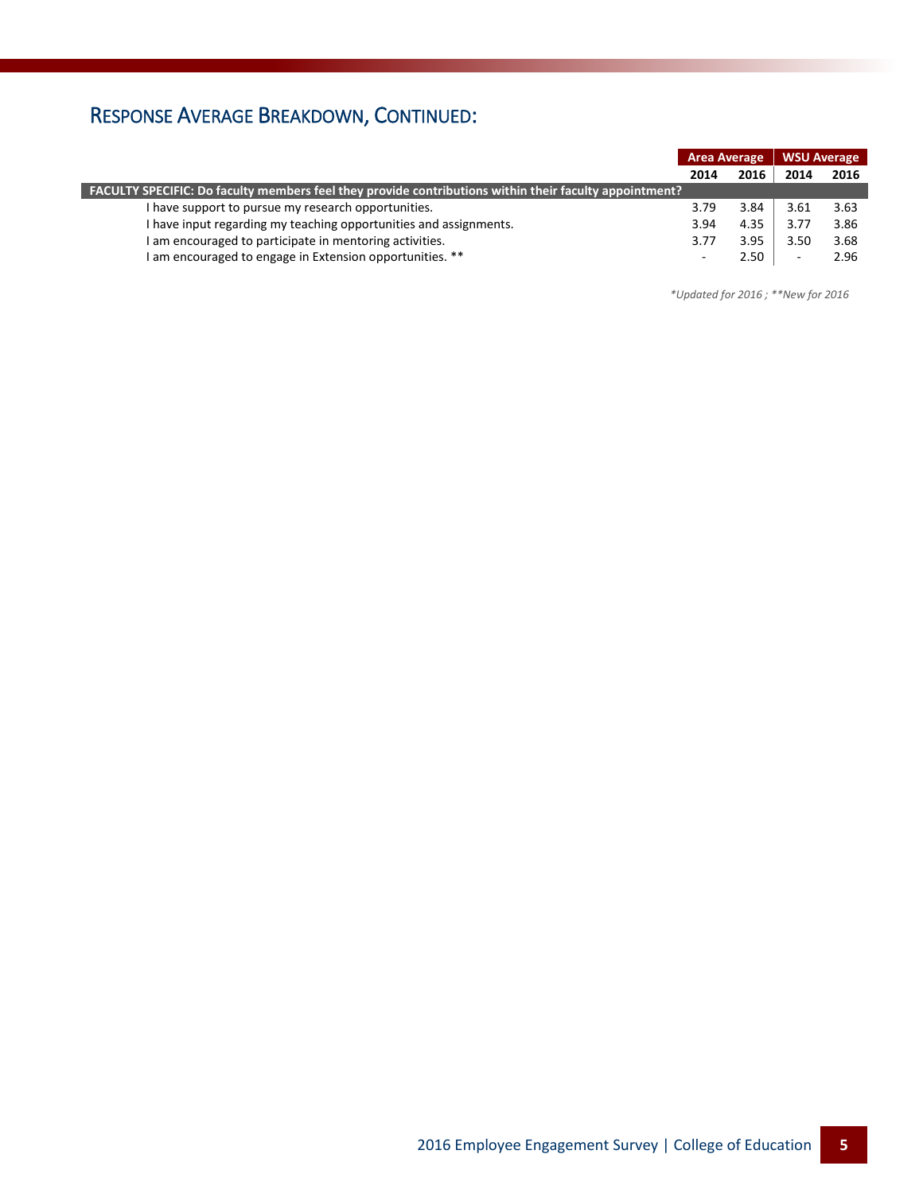## Response Average Breakdown, Continued:

| | Area Average | | WSU Average | |
|---|---|---|---|---|
| | 2014 | 2016 | 2014 | 2016 |
| **FACULTY SPECIFIC: Do faculty members feel they provide contributions within their faculty appointment?** | | | | |
| I have support to pursue my research opportunities. | 3.79 | 3.84 | 3.61 | 3.63 |
| I have input regarding my teaching opportunities and assignments. | 3.94 | 4.35 | 3.77 | 3.86 |
| I am encouraged to participate in mentoring activities. | 3.77 | 3.95 | 3.50 | 3.68 |
| I am encouraged to engage in Extension opportunities. ** | - | 2.50 | - | 2.96 |

*\*Updated for 2016 ; \*\*New for 2016*